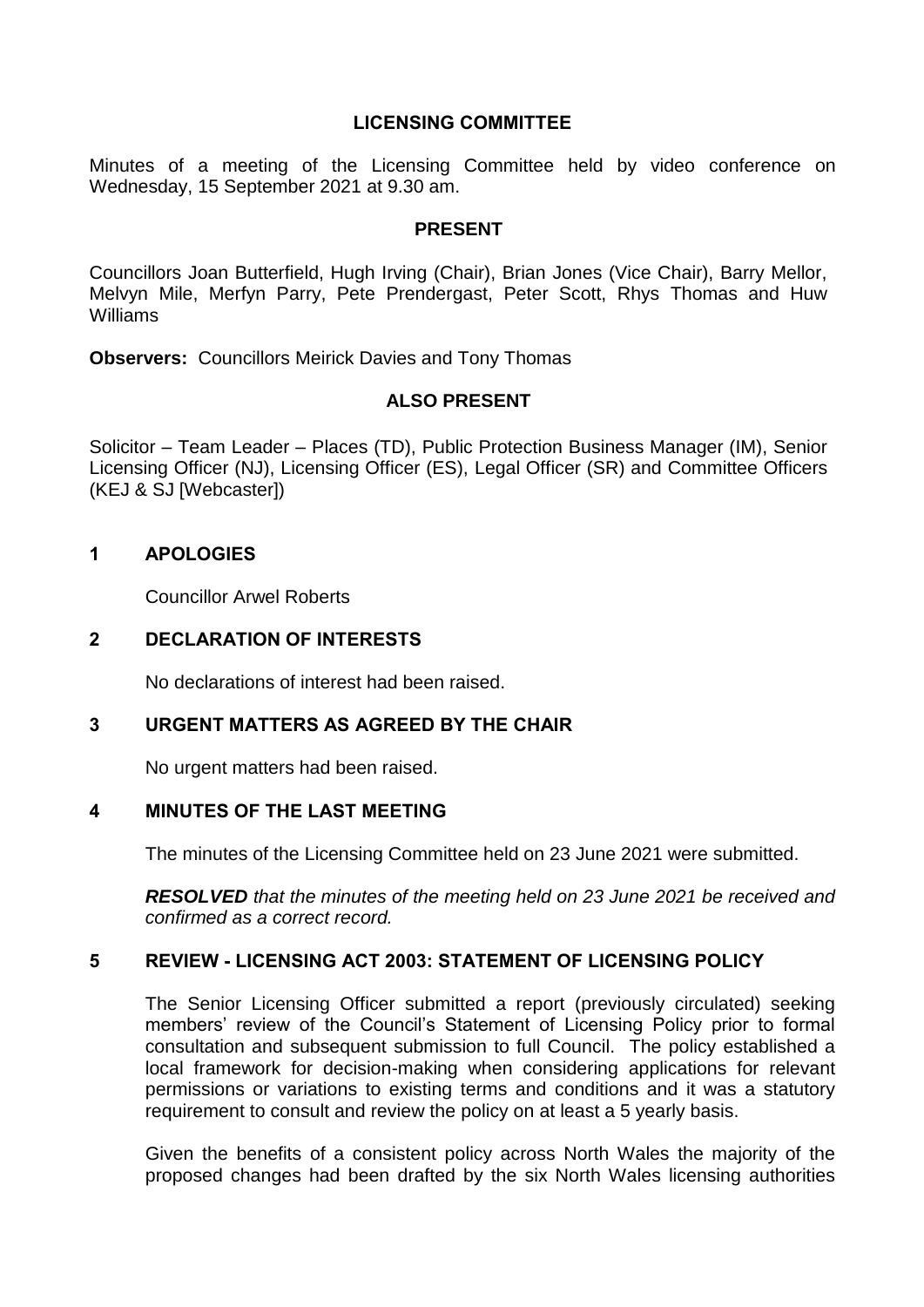# LICENSING COMMITTEE

Minutes of a meeting of the Licensing Committee held by video conference on Wednesday, 15 September 2021 at 9.30 am.

## PRESENT

Councillors Joan Butterfield, Hugh Irving (Chair), Brian Jones (Vice Chair), Barry Mellor, Melvyn Mile, Merfyn Parry, Pete Prendergast, Peter Scott, Rhys Thomas and Huw Williams

**Observers:** Councillors Meirick Davies and Tony Thomas

## ALSO PRESENT

Solicitor – Team Leader – Places (TD), Public Protection Business Manager (IM), Senior Licensing Officer (NJ), Licensing Officer (ES), Legal Officer (SR) and Committee Officers (KEJ & SJ [Webcaster])

## 1 APOLOGIES

Councillor Arwel Roberts

## 2 DECLARATION OF INTERESTS

No declarations of interest had been raised.

## 3 URGENT MATTERS AS AGREED BY THE CHAIR

No urgent matters had been raised.

## 4 MINUTES OF THE LAST MEETING

The minutes of the Licensing Committee held on 23 June 2021 were submitted.

***RESOLVED*** *that the minutes of the meeting held on 23 June 2021 be received and confirmed as a correct record.*

## 5 REVIEW - LICENSING ACT 2003: STATEMENT OF LICENSING POLICY

The Senior Licensing Officer submitted a report (previously circulated) seeking members' review of the Council's Statement of Licensing Policy prior to formal consultation and subsequent submission to full Council. The policy established a local framework for decision-making when considering applications for relevant permissions or variations to existing terms and conditions and it was a statutory requirement to consult and review the policy on at least a 5 yearly basis.

Given the benefits of a consistent policy across North Wales the majority of the proposed changes had been drafted by the six North Wales licensing authorities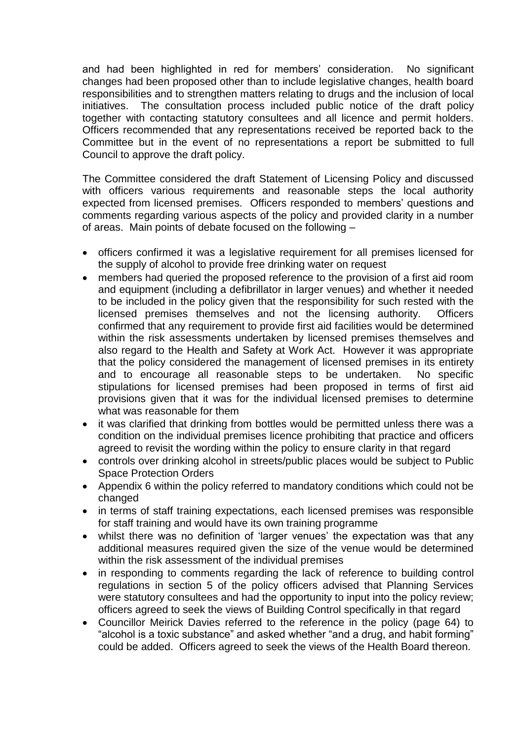and had been highlighted in red for members' consideration. No significant changes had been proposed other than to include legislative changes, health board responsibilities and to strengthen matters relating to drugs and the inclusion of local initiatives. The consultation process included public notice of the draft policy together with contacting statutory consultees and all licence and permit holders. Officers recommended that any representations received be reported back to the Committee but in the event of no representations a report be submitted to full Council to approve the draft policy.

The Committee considered the draft Statement of Licensing Policy and discussed with officers various requirements and reasonable steps the local authority expected from licensed premises. Officers responded to members' questions and comments regarding various aspects of the policy and provided clarity in a number of areas. Main points of debate focused on the following –

- officers confirmed it was a legislative requirement for all premises licensed for the supply of alcohol to provide free drinking water on request
- members had queried the proposed reference to the provision of a first aid room and equipment (including a defibrillator in larger venues) and whether it needed to be included in the policy given that the responsibility for such rested with the licensed premises themselves and not the licensing authority. Officers confirmed that any requirement to provide first aid facilities would be determined within the risk assessments undertaken by licensed premises themselves and also regard to the Health and Safety at Work Act. However it was appropriate that the policy considered the management of licensed premises in its entirety and to encourage all reasonable steps to be undertaken. No specific stipulations for licensed premises had been proposed in terms of first aid provisions given that it was for the individual licensed premises to determine what was reasonable for them
- it was clarified that drinking from bottles would be permitted unless there was a condition on the individual premises licence prohibiting that practice and officers agreed to revisit the wording within the policy to ensure clarity in that regard
- controls over drinking alcohol in streets/public places would be subject to Public Space Protection Orders
- Appendix 6 within the policy referred to mandatory conditions which could not be changed
- in terms of staff training expectations, each licensed premises was responsible for staff training and would have its own training programme
- whilst there was no definition of 'larger venues' the expectation was that any additional measures required given the size of the venue would be determined within the risk assessment of the individual premises
- in responding to comments regarding the lack of reference to building control regulations in section 5 of the policy officers advised that Planning Services were statutory consultees and had the opportunity to input into the policy review; officers agreed to seek the views of Building Control specifically in that regard
- Councillor Meirick Davies referred to the reference in the policy (page 64) to "alcohol is a toxic substance" and asked whether "and a drug, and habit forming" could be added. Officers agreed to seek the views of the Health Board thereon.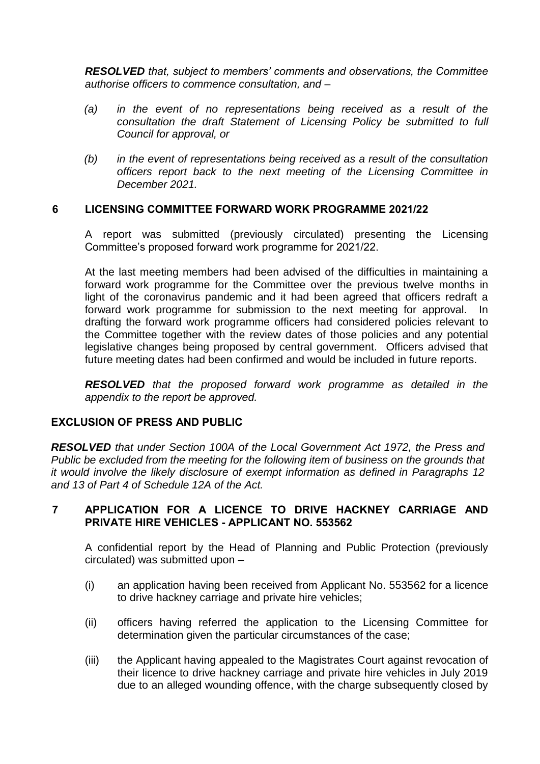***RESOLVED** that, subject to members' comments and observations, the Committee authorise officers to commence consultation, and –*

*(a) in the event of no representations being received as a result of the consultation the draft Statement of Licensing Policy be submitted to full Council for approval, or*

*(b) in the event of representations being received as a result of the consultation officers report back to the next meeting of the Licensing Committee in December 2021.*

## 6 LICENSING COMMITTEE FORWARD WORK PROGRAMME 2021/22

A report was submitted (previously circulated) presenting the Licensing Committee's proposed forward work programme for 2021/22.

At the last meeting members had been advised of the difficulties in maintaining a forward work programme for the Committee over the previous twelve months in light of the coronavirus pandemic and it had been agreed that officers redraft a forward work programme for submission to the next meeting for approval. In drafting the forward work programme officers had considered policies relevant to the Committee together with the review dates of those policies and any potential legislative changes being proposed by central government. Officers advised that future meeting dates had been confirmed and would be included in future reports.

***RESOLVED** that the proposed forward work programme as detailed in the appendix to the report be approved.*

## EXCLUSION OF PRESS AND PUBLIC

***RESOLVED** that under Section 100A of the Local Government Act 1972, the Press and Public be excluded from the meeting for the following item of business on the grounds that it would involve the likely disclosure of exempt information as defined in Paragraphs 12 and 13 of Part 4 of Schedule 12A of the Act.*

## 7 APPLICATION FOR A LICENCE TO DRIVE HACKNEY CARRIAGE AND PRIVATE HIRE VEHICLES - APPLICANT NO. 553562

A confidential report by the Head of Planning and Public Protection (previously circulated) was submitted upon –

(i) an application having been received from Applicant No. 553562 for a licence to drive hackney carriage and private hire vehicles;

(ii) officers having referred the application to the Licensing Committee for determination given the particular circumstances of the case;

(iii) the Applicant having appealed to the Magistrates Court against revocation of their licence to drive hackney carriage and private hire vehicles in July 2019 due to an alleged wounding offence, with the charge subsequently closed by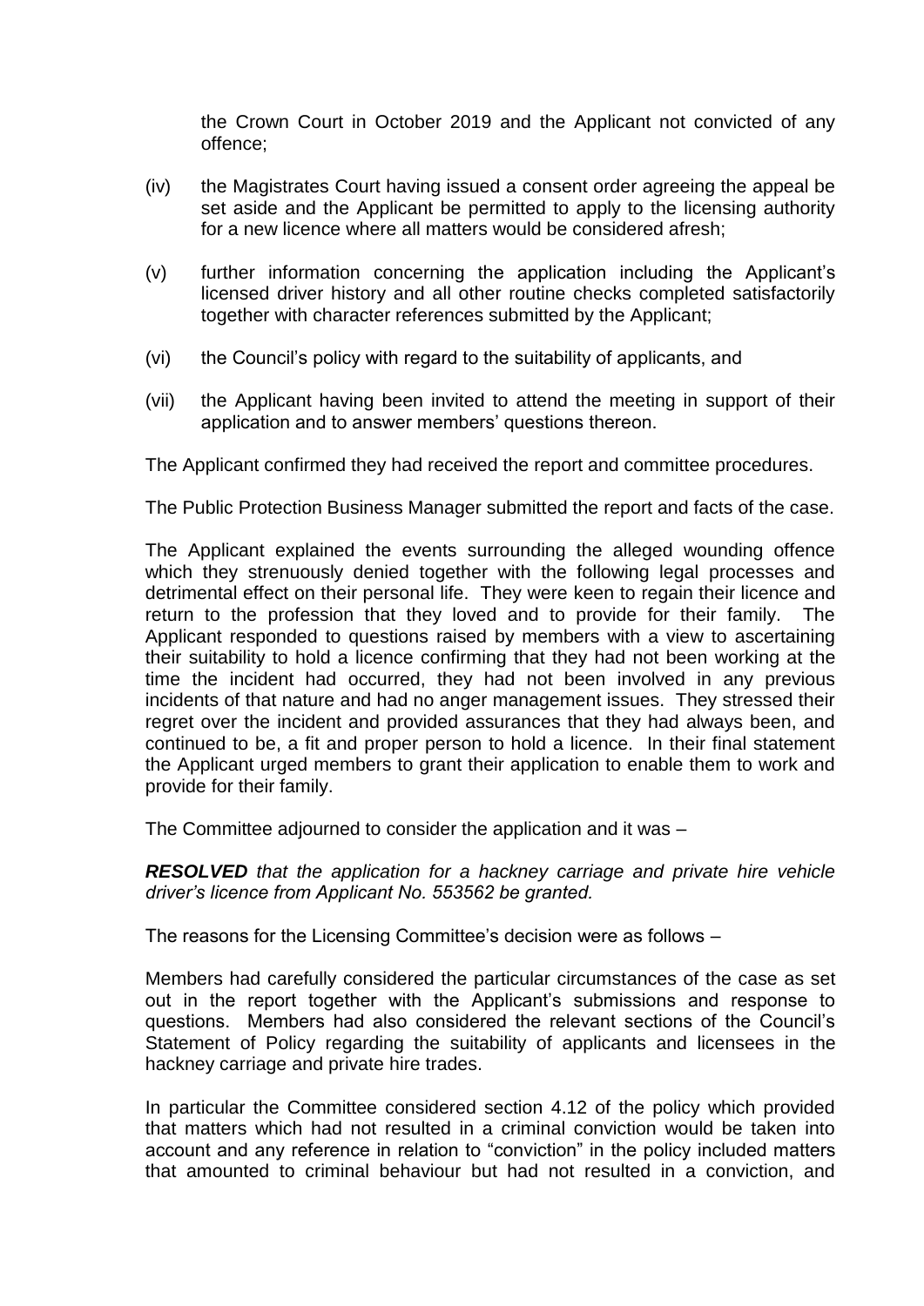the Crown Court in October 2019 and the Applicant not convicted of any offence;

(iv) the Magistrates Court having issued a consent order agreeing the appeal be set aside and the Applicant be permitted to apply to the licensing authority for a new licence where all matters would be considered afresh;

(v) further information concerning the application including the Applicant's licensed driver history and all other routine checks completed satisfactorily together with character references submitted by the Applicant;

(vi) the Council's policy with regard to the suitability of applicants, and

(vii) the Applicant having been invited to attend the meeting in support of their application and to answer members' questions thereon.

The Applicant confirmed they had received the report and committee procedures.

The Public Protection Business Manager submitted the report and facts of the case.

The Applicant explained the events surrounding the alleged wounding offence which they strenuously denied together with the following legal processes and detrimental effect on their personal life. They were keen to regain their licence and return to the profession that they loved and to provide for their family. The Applicant responded to questions raised by members with a view to ascertaining their suitability to hold a licence confirming that they had not been working at the time the incident had occurred, they had not been involved in any previous incidents of that nature and had no anger management issues. They stressed their regret over the incident and provided assurances that they had always been, and continued to be, a fit and proper person to hold a licence. In their final statement the Applicant urged members to grant their application to enable them to work and provide for their family.

The Committee adjourned to consider the application and it was –

***RESOLVED*** *that the application for a hackney carriage and private hire vehicle driver's licence from Applicant No. 553562 be granted.*

The reasons for the Licensing Committee's decision were as follows –

Members had carefully considered the particular circumstances of the case as set out in the report together with the Applicant's submissions and response to questions. Members had also considered the relevant sections of the Council's Statement of Policy regarding the suitability of applicants and licensees in the hackney carriage and private hire trades.

In particular the Committee considered section 4.12 of the policy which provided that matters which had not resulted in a criminal conviction would be taken into account and any reference in relation to "conviction" in the policy included matters that amounted to criminal behaviour but had not resulted in a conviction, and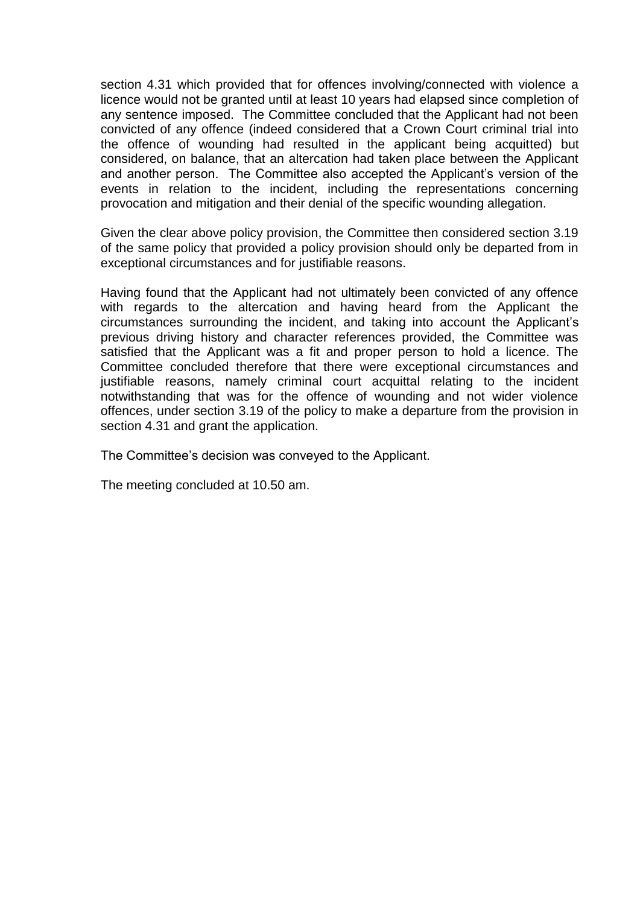section 4.31 which provided that for offences involving/connected with violence a licence would not be granted until at least 10 years had elapsed since completion of any sentence imposed. The Committee concluded that the Applicant had not been convicted of any offence (indeed considered that a Crown Court criminal trial into the offence of wounding had resulted in the applicant being acquitted) but considered, on balance, that an altercation had taken place between the Applicant and another person. The Committee also accepted the Applicant's version of the events in relation to the incident, including the representations concerning provocation and mitigation and their denial of the specific wounding allegation.

Given the clear above policy provision, the Committee then considered section 3.19 of the same policy that provided a policy provision should only be departed from in exceptional circumstances and for justifiable reasons.

Having found that the Applicant had not ultimately been convicted of any offence with regards to the altercation and having heard from the Applicant the circumstances surrounding the incident, and taking into account the Applicant's previous driving history and character references provided, the Committee was satisfied that the Applicant was a fit and proper person to hold a licence. The Committee concluded therefore that there were exceptional circumstances and justifiable reasons, namely criminal court acquittal relating to the incident notwithstanding that was for the offence of wounding and not wider violence offences, under section 3.19 of the policy to make a departure from the provision in section 4.31 and grant the application.

The Committee's decision was conveyed to the Applicant.

The meeting concluded at 10.50 am.